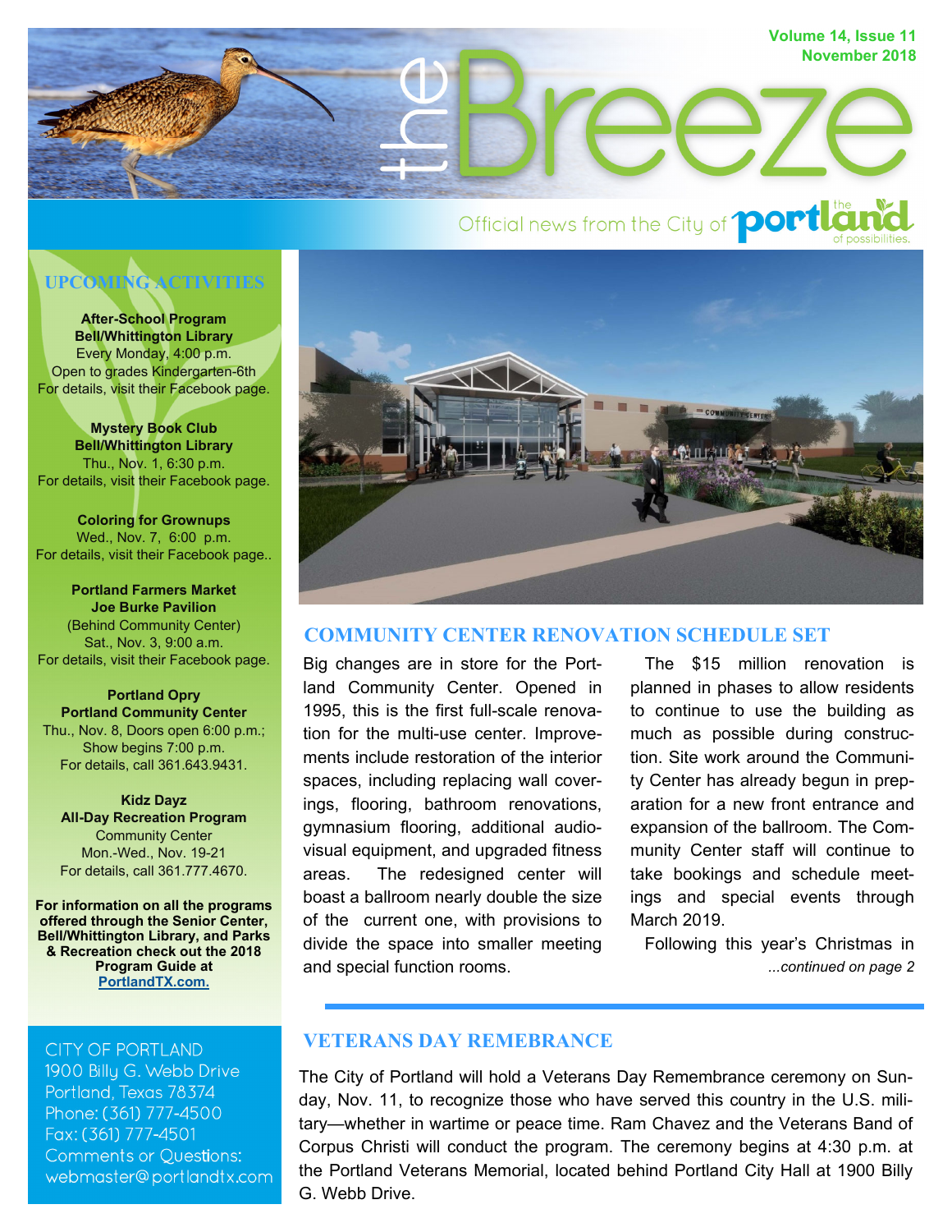# the Breeze

Volume 14, Issue 11
November 2018

Official news from the City of portland — the portland of possibilities.

## UPCOMING ACTIVITIES

**After-School Program**
**Bell/Whittington Library**
Every Monday, 4:00 p.m.
Open to grades Kindergarten-6th
For details, visit their Facebook page.

**Mystery Book Club**
**Bell/Whittington Library**
Thu., Nov. 1, 6:30 p.m.
For details, visit their Facebook page.

**Coloring for Grownups**
Wed., Nov. 7, 6:00 p.m.
For details, visit their Facebook page..

**Portland Farmers Market**
**Joe Burke Pavilion**
(Behind Community Center)
Sat., Nov. 3, 9:00 a.m.
For details, visit their Facebook page.

**Portland Opry**
**Portland Community Center**
Thu., Nov. 8, Doors open 6:00 p.m.;
Show begins 7:00 p.m.
For details, call 361.643.9431.

**Kidz Dayz**
**All-Day Recreation Program**
Community Center
Mon.-Wed., Nov. 19-21
For details, call 361.777.4670.

**For information on all the programs offered through the Senior Center, Bell/Whittington Library, and Parks & Recreation check out the 2018 Program Guide at [PortlandTX.com.](PortlandTX.com)**

CITY OF PORTLAND
1900 Billy G. Webb Drive
Portland, Texas 78374
Phone: (361) 777-4500
Fax: (361) 777-4501
Comments or Questions:
webmaster@portlandtx.com

## COMMUNITY CENTER RENOVATION SCHEDULE SET

Big changes are in store for the Portland Community Center. Opened in 1995, this is the first full-scale renovation for the multi-use center. Improvements include restoration of the interior spaces, including replacing wall coverings, flooring, bathroom renovations, gymnasium flooring, additional audio-visual equipment, and upgraded fitness areas. The redesigned center will boast a ballroom nearly double the size of the current one, with provisions to divide the space into smaller meeting and special function rooms.

The $15 million renovation is planned in phases to allow residents to continue to use the building as much as possible during construction. Site work around the Community Center has already begun in preparation for a new front entrance and expansion of the ballroom. The Community Center staff will continue to take bookings and schedule meetings and special events through March 2019.

Following this year's Christmas in

*...continued on page 2*

## VETERANS DAY REMEBRANCE

The City of Portland will hold a Veterans Day Remembrance ceremony on Sunday, Nov. 11, to recognize those who have served this country in the U.S. military—whether in wartime or peace time. Ram Chavez and the Veterans Band of Corpus Christi will conduct the program. The ceremony begins at 4:30 p.m. at the Portland Veterans Memorial, located behind Portland City Hall at 1900 Billy G. Webb Drive.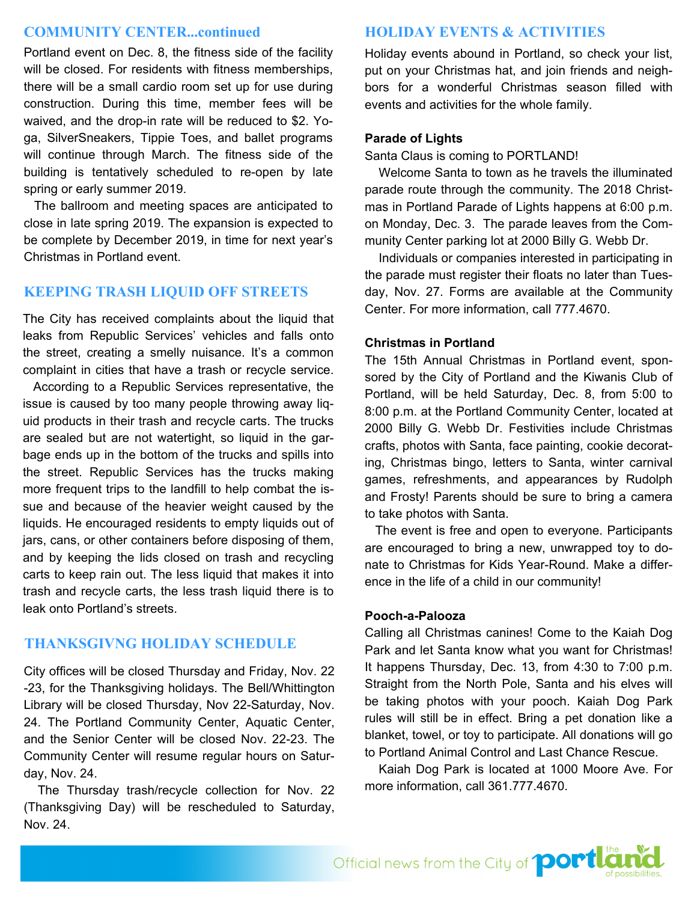## COMMUNITY CENTER...continued

Portland event on Dec. 8, the fitness side of the facility will be closed. For residents with fitness memberships, there will be a small cardio room set up for use during construction. During this time, member fees will be waived, and the drop-in rate will be reduced to $2. Yoga, SilverSneakers, Tippie Toes, and ballet programs will continue through March. The fitness side of the building is tentatively scheduled to re-open by late spring or early summer 2019.

The ballroom and meeting spaces are anticipated to close in late spring 2019. The expansion is expected to be complete by December 2019, in time for next year's Christmas in Portland event.

## KEEPING TRASH LIQUID OFF STREETS

The City has received complaints about the liquid that leaks from Republic Services' vehicles and falls onto the street, creating a smelly nuisance. It's a common complaint in cities that have a trash or recycle service.

According to a Republic Services representative, the issue is caused by too many people throwing away liquid products in their trash and recycle carts. The trucks are sealed but are not watertight, so liquid in the garbage ends up in the bottom of the trucks and spills into the street. Republic Services has the trucks making more frequent trips to the landfill to help combat the issue and because of the heavier weight caused by the liquids. He encouraged residents to empty liquids out of jars, cans, or other containers before disposing of them, and by keeping the lids closed on trash and recycling carts to keep rain out. The less liquid that makes it into trash and recycle carts, the less trash liquid there is to leak onto Portland's streets.

## THANKSGIVNG HOLIDAY SCHEDULE

City offices will be closed Thursday and Friday, Nov. 22-23, for the Thanksgiving holidays. The Bell/Whittington Library will be closed Thursday, Nov 22-Saturday, Nov. 24. The Portland Community Center, Aquatic Center, and the Senior Center will be closed Nov. 22-23. The Community Center will resume regular hours on Saturday, Nov. 24.

The Thursday trash/recycle collection for Nov. 22 (Thanksgiving Day) will be rescheduled to Saturday, Nov. 24.

## HOLIDAY EVENTS & ACTIVITIES

Holiday events abound in Portland, so check your list, put on your Christmas hat, and join friends and neighbors for a wonderful Christmas season filled with events and activities for the whole family.

**Parade of Lights**

Santa Claus is coming to PORTLAND!

Welcome Santa to town as he travels the illuminated parade route through the community. The 2018 Christmas in Portland Parade of Lights happens at 6:00 p.m. on Monday, Dec. 3. The parade leaves from the Community Center parking lot at 2000 Billy G. Webb Dr.

Individuals or companies interested in participating in the parade must register their floats no later than Tuesday, Nov. 27. Forms are available at the Community Center. For more information, call 777.4670.

**Christmas in Portland**

The 15th Annual Christmas in Portland event, sponsored by the City of Portland and the Kiwanis Club of Portland, will be held Saturday, Dec. 8, from 5:00 to 8:00 p.m. at the Portland Community Center, located at 2000 Billy G. Webb Dr. Festivities include Christmas crafts, photos with Santa, face painting, cookie decorating, Christmas bingo, letters to Santa, winter carnival games, refreshments, and appearances by Rudolph and Frosty! Parents should be sure to bring a camera to take photos with Santa.

The event is free and open to everyone. Participants are encouraged to bring a new, unwrapped toy to donate to Christmas for Kids Year-Round. Make a difference in the life of a child in our community!

**Pooch-a-Palooza**

Calling all Christmas canines! Come to the Kaiah Dog Park and let Santa know what you want for Christmas! It happens Thursday, Dec. 13, from 4:30 to 7:00 p.m. Straight from the North Pole, Santa and his elves will be taking photos with your pooch. Kaiah Dog Park rules will still be in effect. Bring a pet donation like a blanket, towel, or toy to participate. All donations will go to Portland Animal Control and Last Chance Rescue.

Kaiah Dog Park is located at 1000 Moore Ave. For more information, call 361.777.4670.